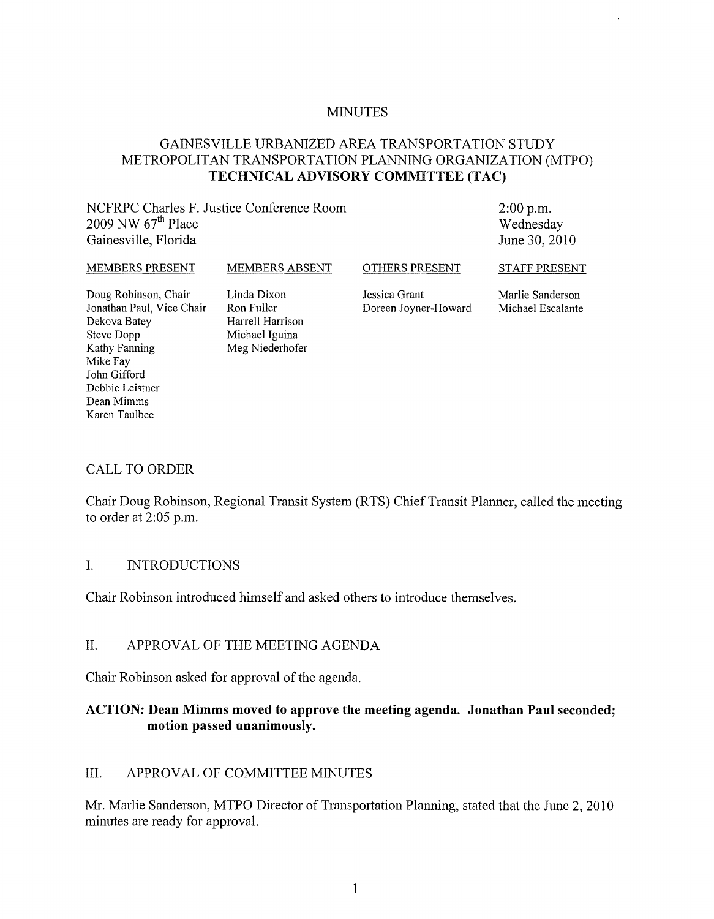MINUTES

# GAINESVILLE URBANIZED AREA TRANSPORTATION STUDY METROPOLITAN TRANSPORTATION PLANNING ORGANIZATION (MTPO) TECHNICAL ADVISORY COMMITTEE (TAC)

NCFRPC Charles F. Justice Conference Room
2009 NW 67th Place
Gainesville, Florida

2:00 p.m.
Wednesday
June 30, 2010

| MEMBERS PRESENT | MEMBERS ABSENT | OTHERS PRESENT | STAFF PRESENT |
|---|---|---|---|
| Doug Robinson, Chair | Linda Dixon | Jessica Grant | Marlie Sanderson |
| Jonathan Paul, Vice Chair | Ron Fuller | Doreen Joyner-Howard | Michael Escalante |
| Dekova Batey | Harrell Harrison | | |
| Steve Dopp | Michael Iguina | | |
| Kathy Fanning | Meg Niederhofer | | |
| Mike Fay | | | |
| John Gifford | | | |
| Debbie Leistner | | | |
| Dean Mimms | | | |
| Karen Taulbee | | | |

## CALL TO ORDER

Chair Doug Robinson, Regional Transit System (RTS) Chief Transit Planner, called the meeting to order at 2:05 p.m.

## I. INTRODUCTIONS

Chair Robinson introduced himself and asked others to introduce themselves.

## II. APPROVAL OF THE MEETING AGENDA

Chair Robinson asked for approval of the agenda.

**ACTION: Dean Mimms moved to approve the meeting agenda. Jonathan Paul seconded; motion passed unanimously.**

## III. APPROVAL OF COMMITTEE MINUTES

Mr. Marlie Sanderson, MTPO Director of Transportation Planning, stated that the June 2, 2010 minutes are ready for approval.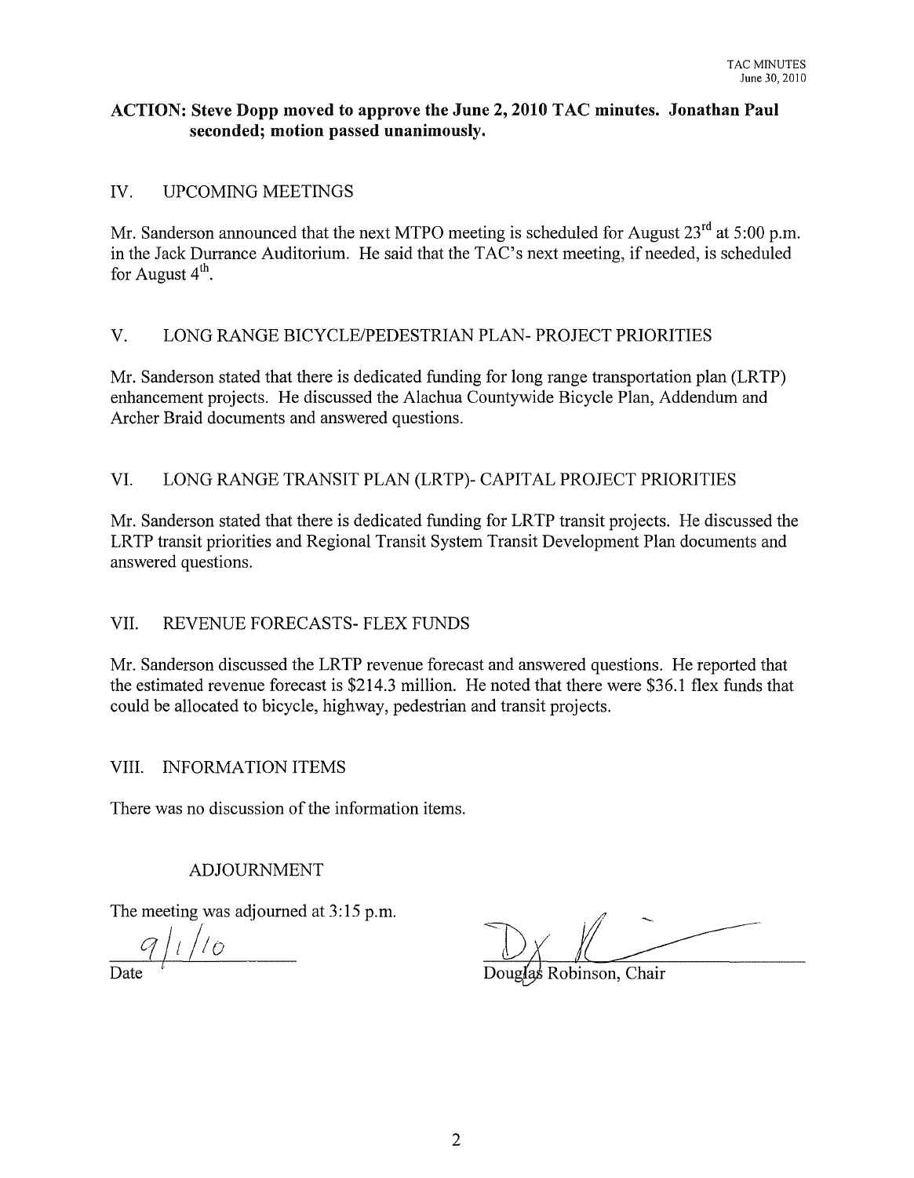**ACTION: Steve Dopp moved to approve the June 2, 2010 TAC minutes. Jonathan Paul seconded; motion passed unanimously.**

## IV. UPCOMING MEETINGS

Mr. Sanderson announced that the next MTPO meeting is scheduled for August 23rd at 5:00 p.m. in the Jack Durrance Auditorium. He said that the TAC's next meeting, if needed, is scheduled for August 4th.

## V. LONG RANGE BICYCLE/PEDESTRIAN PLAN- PROJECT PRIORITIES

Mr. Sanderson stated that there is dedicated funding for long range transportation plan (LRTP) enhancement projects. He discussed the Alachua Countywide Bicycle Plan, Addendum and Archer Braid documents and answered questions.

## VI. LONG RANGE TRANSIT PLAN (LRTP)- CAPITAL PROJECT PRIORITIES

Mr. Sanderson stated that there is dedicated funding for LRTP transit projects. He discussed the LRTP transit priorities and Regional Transit System Transit Development Plan documents and answered questions.

## VII. REVENUE FORECASTS- FLEX FUNDS

Mr. Sanderson discussed the LRTP revenue forecast and answered questions. He reported that the estimated revenue forecast is $214.3 million. He noted that there were $36.1 flex funds that could be allocated to bicycle, highway, pedestrian and transit projects.

## VIII. INFORMATION ITEMS

There was no discussion of the information items.

ADJOURNMENT

The meeting was adjourned at 3:15 p.m.

9/1/10
Date

Douglas Robinson, Chair